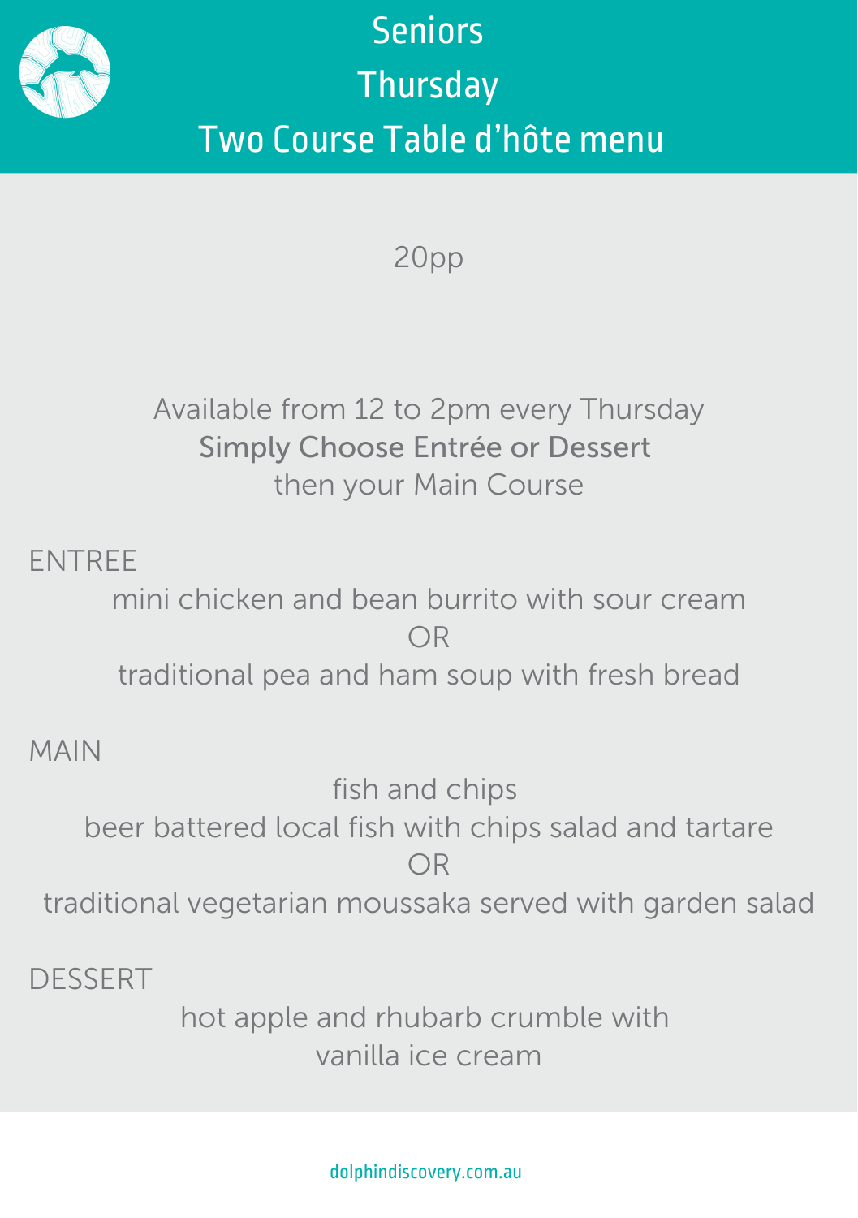# Seniors
# Thursday
# Two Course Table d'hôte menu

20pp

Available from 12 to 2pm every Thursday
**Simply Choose Entrée or Dessert**
then your Main Course

## ENTREE

mini chicken and bean burrito with sour cream
OR
traditional pea and ham soup with fresh bread

## MAIN

fish and chips
beer battered local fish with chips salad and tartare
OR
traditional vegetarian moussaka served with garden salad

## DESSERT

hot apple and rhubarb crumble with
vanilla ice cream

dolphindiscovery.com.au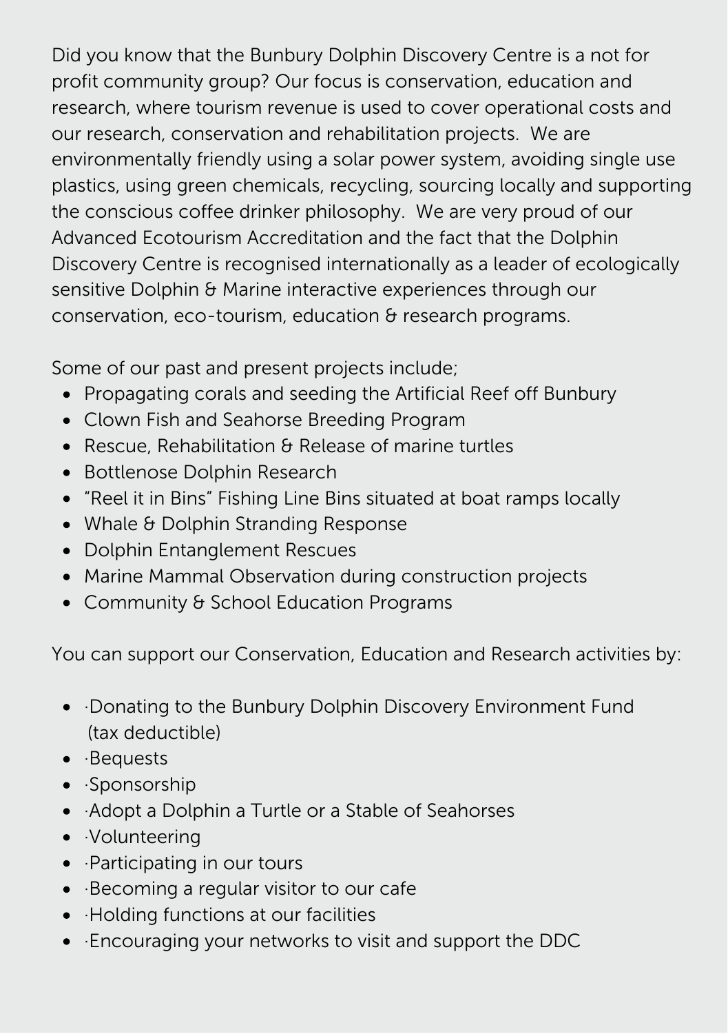Did you know that the Bunbury Dolphin Discovery Centre is a not for profit community group? Our focus is conservation, education and research, where tourism revenue is used to cover operational costs and our research, conservation and rehabilitation projects. We are environmentally friendly using a solar power system, avoiding single use plastics, using green chemicals, recycling, sourcing locally and supporting the conscious coffee drinker philosophy. We are very proud of our Advanced Ecotourism Accreditation and the fact that the Dolphin Discovery Centre is recognised internationally as a leader of ecologically sensitive Dolphin & Marine interactive experiences through our conservation, eco-tourism, education & research programs.

Some of our past and present projects include;

- Propagating corals and seeding the Artificial Reef off Bunbury
- Clown Fish and Seahorse Breeding Program
- Rescue, Rehabilitation & Release of marine turtles
- Bottlenose Dolphin Research
- “Reel it in Bins” Fishing Line Bins situated at boat ramps locally
- Whale & Dolphin Stranding Response
- Dolphin Entanglement Rescues
- Marine Mammal Observation during construction projects
- Community & School Education Programs

You can support our Conservation, Education and Research activities by:

- ·Donating to the Bunbury Dolphin Discovery Environment Fund (tax deductible)
- ·Bequests
- ·Sponsorship
- ·Adopt a Dolphin a Turtle or a Stable of Seahorses
- ·Volunteering
- ·Participating in our tours
- ·Becoming a regular visitor to our cafe
- ·Holding functions at our facilities
- ·Encouraging your networks to visit and support the DDC